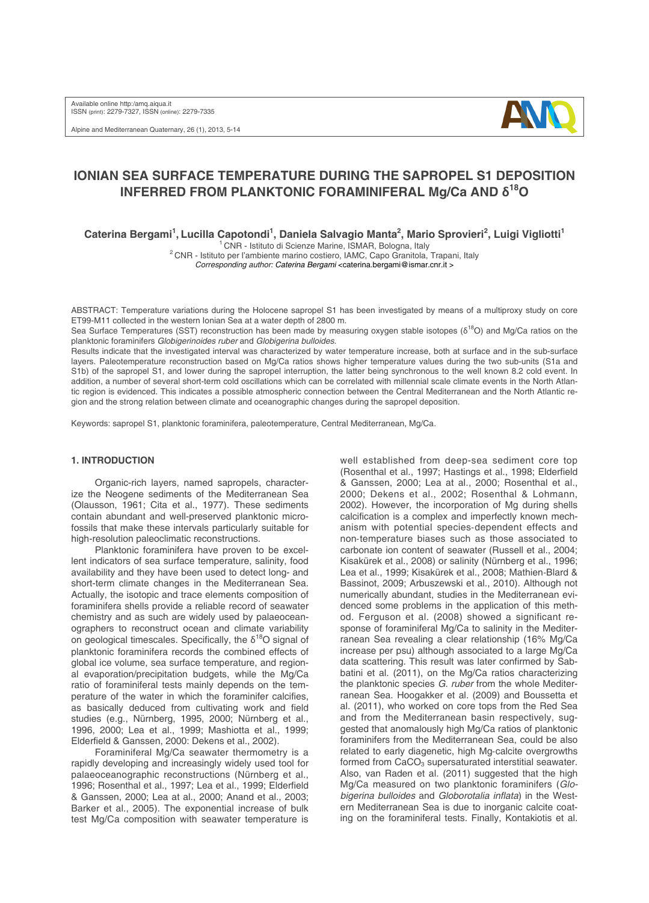# IONIAN SEA SURFACE TEMPERATURE DURING THE SAPROPEL S1 DEPOSITION INFERRED FROM PLANKTONIC FORAMINIFERAL Mg/Ca AND $\delta^{18}O$

**Caterina Bergami[1], Lucilla Capotondi[1], Daniela Salvagio Manta[2], Mario Sprovieri[2], Luigi Vigliotti[1]**

[1] CNR - Istituto di Scienze Marine, ISMAR, Bologna, Italy
[2] CNR - Istituto per l'ambiente marino costiero, IAMC, Capo Granitola, Trapani, Italy
*Corresponding author: Caterina Bergami* <caterina.bergami@ismar.cnr.it >

ABSTRACT: Temperature variations during the Holocene sapropel S1 has been investigated by means of a multiproxy study on core ET99-M11 collected in the western Ionian Sea at a water depth of 2800 m.

Sea Surface Temperatures (SST) reconstruction has been made by measuring oxygen stable isotopes ($\delta^{18}O$) and Mg/Ca ratios on the planktonic foraminifers *Globigerinoides ruber* and *Globigerina bulloides*.

Results indicate that the investigated interval was characterized by water temperature increase, both at surface and in the sub-surface layers. Paleotemperature reconstruction based on Mg/Ca ratios shows higher temperature values during the two sub-units (S1a and S1b) of the sapropel S1, and lower during the sapropel interruption, the latter being synchronous to the well known 8.2 cold event. In addition, a number of several short-term cold oscillations which can be correlated with millennial scale climate events in the North Atlantic region is evidenced. This indicates a possible atmospheric connection between the Central Mediterranean and the North Atlantic region and the strong relation between climate and oceanographic changes during the sapropel deposition.

Keywords: sapropel S1, planktonic foraminifera, paleotemperature, Central Mediterranean, Mg/Ca.

## 1. INTRODUCTION

Organic-rich layers, named sapropels, characterize the Neogene sediments of the Mediterranean Sea (Olausson, 1961; Cita et al., 1977). These sediments contain abundant and well-preserved planktonic microfossils that make these intervals particularly suitable for high-resolution paleoclimatic reconstructions.

Planktonic foraminifera have proven to be excellent indicators of sea surface temperature, salinity, food availability and they have been used to detect long- and short-term climate changes in the Mediterranean Sea. Actually, the isotopic and trace elements composition of foraminifera shells provide a reliable record of seawater chemistry and as such are widely used by palaeoceanographers to reconstruct ocean and climate variability on geological timescales. Specifically, the $\delta^{18}O$ signal of planktonic foraminifera records the combined effects of global ice volume, sea surface temperature, and regional evaporation/precipitation budgets, while the Mg/Ca ratio of foraminiferal tests mainly depends on the temperature of the water in which the foraminifer calcifies, as basically deduced from cultivating work and field studies (e.g., Nürnberg, 1995, 2000; Nürnberg et al., 1996, 2000; Lea et al., 1999; Mashiotta et al., 1999; Elderfield & Ganssen, 2000: Dekens et al., 2002).

Foraminiferal Mg/Ca seawater thermometry is a rapidly developing and increasingly widely used tool for palaeoceanographic reconstructions (Nürnberg et al., 1996; Rosenthal et al., 1997; Lea et al., 1999; Elderfield & Ganssen, 2000; Lea at al., 2000; Anand et al., 2003; Barker et al., 2005). The exponential increase of bulk test Mg/Ca composition with seawater temperature is well established from deep-sea sediment core top (Rosenthal et al., 1997; Hastings et al., 1998; Elderfield & Ganssen, 2000; Lea at al., 2000; Rosenthal et al., 2000; Dekens et al., 2002; Rosenthal & Lohmann, 2002). However, the incorporation of Mg during shells calcification is a complex and imperfectly known mechanism with potential species-dependent effects and non-temperature biases such as those associated to carbonate ion content of seawater (Russell et al., 2004; Kisakürek et al., 2008) or salinity (Nürnberg et al., 1996; Lea et al., 1999; Kisakürek et al., 2008; Mathien-Blard & Bassinot, 2009; Arbuszewski et al., 2010). Although not numerically abundant, studies in the Mediterranean evidenced some problems in the application of this method. Ferguson et al. (2008) showed a significant response of foraminiferal Mg/Ca to salinity in the Mediterranean Sea revealing a clear relationship (16% Mg/Ca increase per psu) although associated to a large Mg/Ca data scattering. This result was later confirmed by Sabbatini et al. (2011), on the Mg/Ca ratios characterizing the planktonic species *G. ruber* from the whole Mediterranean Sea. Hoogakker et al. (2009) and Boussetta et al. (2011), who worked on core tops from the Red Sea and from the Mediterranean basin respectively, suggested that anomalously high Mg/Ca ratios of planktonic foraminifers from the Mediterranean Sea, could be also related to early diagenetic, high Mg-calcite overgrowths formed from $CaCO_3$ supersaturated interstitial seawater. Also, van Raden et al. (2011) suggested that the high Mg/Ca measured on two planktonic foraminifers (*Globigerina bulloides* and *Globorotalia inflata*) in the Western Mediterranean Sea is due to inorganic calcite coating on the foraminiferal tests. Finally, Kontakiotis et al.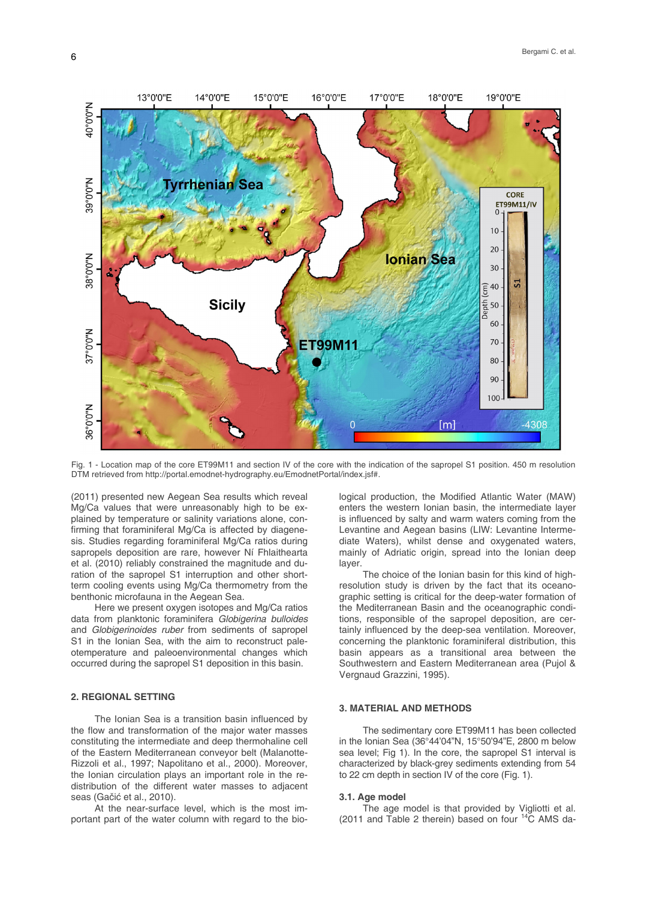Fig. 1 - Location map of the core ET99M11 and section IV of the core with the indication of the sapropel S1 position. 450 m resolution DTM retrieved from http://portal.emodnet-hydrography.eu/EmodnetPortal/index.jsf#.

(2011) presented new Aegean Sea results which reveal Mg/Ca values that were unreasonably high to be explained by temperature or salinity variations alone, confirming that foraminiferal Mg/Ca is affected by diagenesis. Studies regarding foraminiferal Mg/Ca ratios during sapropels deposition are rare, however Ní Fhlaithearta et al. (2010) reliably constrained the magnitude and duration of the sapropel S1 interruption and other short-term cooling events using Mg/Ca thermometry from the benthonic microfauna in the Aegean Sea.

Here we present oxygen isotopes and Mg/Ca ratios data from planktonic foraminifera *Globigerina bulloides* and *Globigerinoides ruber* from sediments of sapropel S1 in the Ionian Sea, with the aim to reconstruct paleotemperature and paleoenvironmental changes which occurred during the sapropel S1 deposition in this basin.

## 2. REGIONAL SETTING

The Ionian Sea is a transition basin influenced by the flow and transformation of the major water masses constituting the intermediate and deep thermohaline cell of the Eastern Mediterranean conveyor belt (Malanotte-Rizzoli et al., 1997; Napolitano et al., 2000). Moreover, the Ionian circulation plays an important role in the redistribution of the different water masses to adjacent seas (Gačić et al., 2010).

At the near-surface level, which is the most important part of the water column with regard to the biological production, the Modified Atlantic Water (MAW) enters the western Ionian basin, the intermediate layer is influenced by salty and warm waters coming from the Levantine and Aegean basins (LIW: Levantine Intermediate Waters), whilst dense and oxygenated waters, mainly of Adriatic origin, spread into the Ionian deep layer.

The choice of the Ionian basin for this kind of high-resolution study is driven by the fact that its oceanographic setting is critical for the deep-water formation of the Mediterranean Basin and the oceanographic conditions, responsible of the sapropel deposition, are certainly influenced by the deep-sea ventilation. Moreover, concerning the planktonic foraminiferal distribution, this basin appears as a transitional area between the Southwestern and Eastern Mediterranean area (Pujol & Vergnaud Grazzini, 1995).

## 3. MATERIAL AND METHODS

The sedimentary core ET99M11 has been collected in the Ionian Sea (36°44'04"N, 15°50'94"E, 2800 m below sea level; Fig 1). In the core, the sapropel S1 interval is characterized by black-grey sediments extending from 54 to 22 cm depth in section IV of the core (Fig. 1).

### 3.1. Age model

The age model is that provided by Vigliotti et al. (2011 and Table 2 therein) based on four $^{14}$C AMS da-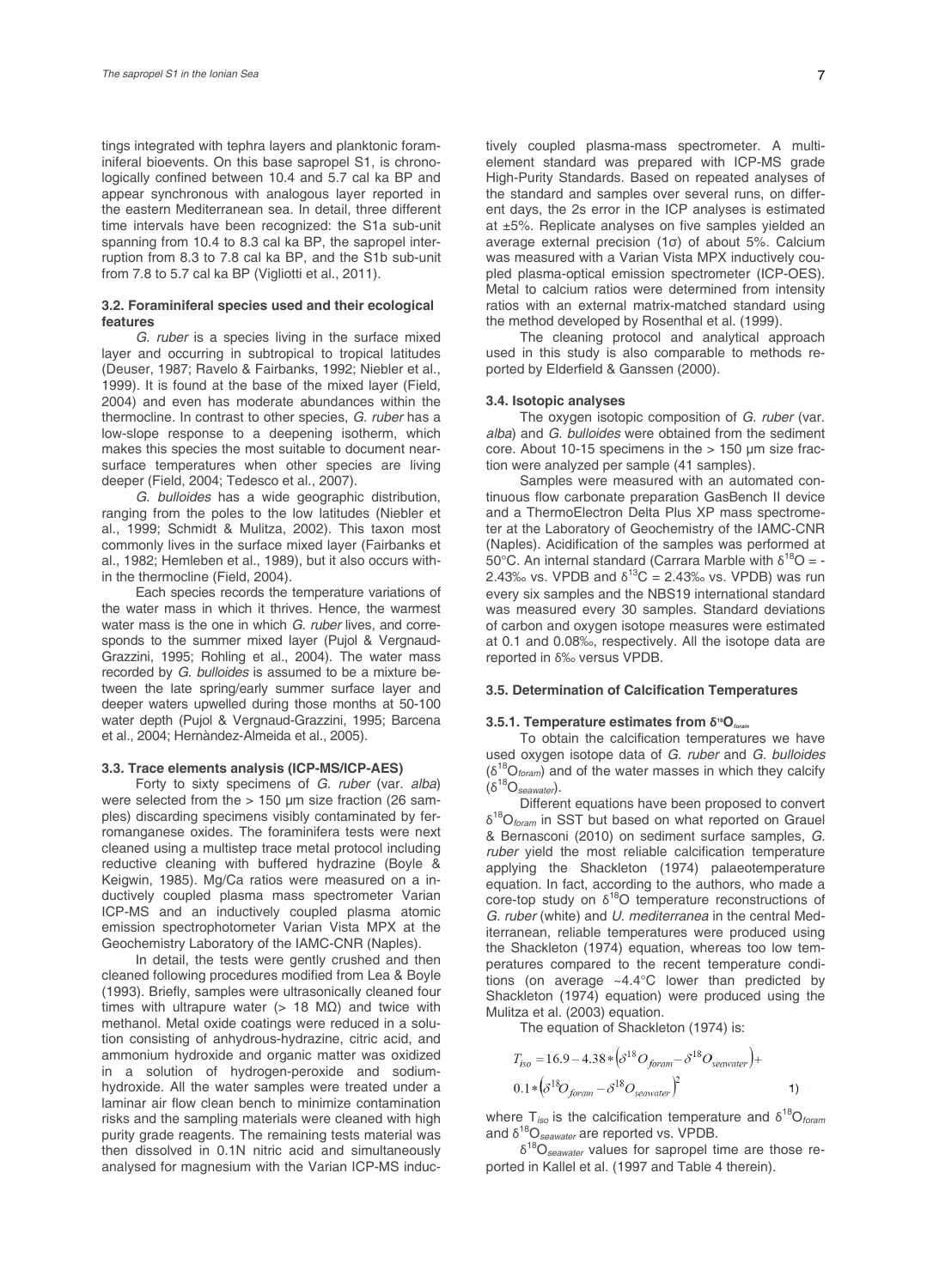tings integrated with tephra layers and planktonic foraminiferal bioevents. On this base sapropel S1, is chronologically confined between 10.4 and 5.7 cal ka BP and appear synchronous with analogous layer reported in the eastern Mediterranean sea. In detail, three different time intervals have been recognized: the S1a sub-unit spanning from 10.4 to 8.3 cal ka BP, the sapropel interruption from 8.3 to 7.8 cal ka BP, and the S1b sub-unit from 7.8 to 5.7 cal ka BP (Vigliotti et al., 2011).

### 3.2. Foraminiferal species used and their ecological features

*G. ruber* is a species living in the surface mixed layer and occurring in subtropical to tropical latitudes (Deuser, 1987; Ravelo & Fairbanks, 1992; Niebler et al., 1999). It is found at the base of the mixed layer (Field, 2004) and even has moderate abundances within the thermocline. In contrast to other species, *G. ruber* has a low-slope response to a deepening isotherm, which makes this species the most suitable to document near-surface temperatures when other species are living deeper (Field, 2004; Tedesco et al., 2007).

*G. bulloides* has a wide geographic distribution, ranging from the poles to the low latitudes (Niebler et al., 1999; Schmidt & Mulitza, 2002). This taxon most commonly lives in the surface mixed layer (Fairbanks et al., 1982; Hemleben et al., 1989), but it also occurs within the thermocline (Field, 2004).

Each species records the temperature variations of the water mass in which it thrives. Hence, the warmest water mass is the one in which *G. ruber* lives, and corresponds to the summer mixed layer (Pujol & Vergnaud-Grazzini, 1995; Rohling et al., 2004). The water mass recorded by *G. bulloides* is assumed to be a mixture between the late spring/early summer surface layer and deeper waters upwelled during those months at 50-100 water depth (Pujol & Vergnaud-Grazzini, 1995; Barcena et al., 2004; Hernàndez-Almeida et al., 2005).

### 3.3. Trace elements analysis (ICP-MS/ICP-AES)

Forty to sixty specimens of *G. ruber* (var. *alba*) were selected from the > 150 µm size fraction (26 samples) discarding specimens visibly contaminated by ferromanganese oxides. The foraminifera tests were next cleaned using a multistep trace metal protocol including reductive cleaning with buffered hydrazine (Boyle & Keigwin, 1985). Mg/Ca ratios were measured on a inductively coupled plasma mass spectrometer Varian ICP-MS and an inductively coupled plasma atomic emission spectrophotometer Varian Vista MPX at the Geochemistry Laboratory of the IAMC-CNR (Naples).

In detail, the tests were gently crushed and then cleaned following procedures modified from Lea & Boyle (1993). Briefly, samples were ultrasonically cleaned four times with ultrapure water (> 18 MΩ) and twice with methanol. Metal oxide coatings were reduced in a solution consisting of anhydrous-hydrazine, citric acid, and ammonium hydroxide and organic matter was oxidized in a solution of hydrogen-peroxide and sodium-hydroxide. All the water samples were treated under a laminar air flow clean bench to minimize contamination risks and the sampling materials were cleaned with high purity grade reagents. The remaining tests material was then dissolved in 0.1N nitric acid and simultaneously analysed for magnesium with the Varian ICP-MS inductively coupled plasma-mass spectrometer. A multi-element standard was prepared with ICP-MS grade High-Purity Standards. Based on repeated analyses of the standard and samples over several runs, on different days, the 2s error in the ICP analyses is estimated at ±5%. Replicate analyses on five samples yielded an average external precision (1σ) of about 5%. Calcium was measured with a Varian Vista MPX inductively coupled plasma-optical emission spectrometer (ICP-OES). Metal to calcium ratios were determined from intensity ratios with an external matrix-matched standard using the method developed by Rosenthal et al. (1999).

The cleaning protocol and analytical approach used in this study is also comparable to methods reported by Elderfield & Ganssen (2000).

### 3.4. Isotopic analyses

The oxygen isotopic composition of *G. ruber* (var. *alba*) and *G. bulloides* were obtained from the sediment core. About 10-15 specimens in the > 150 µm size fraction were analyzed per sample (41 samples).

Samples were measured with an automated continuous flow carbonate preparation GasBench II device and a ThermoElectron Delta Plus XP mass spectrometer at the Laboratory of Geochemistry of the IAMC-CNR (Naples). Acidification of the samples was performed at 50°C. An internal standard (Carrara Marble with $\delta^{18}O$ = -2.43‰ vs. VPDB and $\delta^{13}C$ = 2.43‰ vs. VPDB) was run every six samples and the NBS19 international standard was measured every 30 samples. Standard deviations of carbon and oxygen isotope measures were estimated at 0.1 and 0.08‰, respectively. All the isotope data are reported in δ‰ versus VPDB.

### 3.5. Determination of Calcification Temperatures

#### 3.5.1. Temperature estimates from $\delta^{18}O_{foram}$

To obtain the calcification temperatures we have used oxygen isotope data of *G. ruber* and *G. bulloides* ($\delta^{18}O_{foram}$) and of the water masses in which they calcify ($\delta^{18}O_{seawater}$).

Different equations have been proposed to convert $\delta^{18}O_{foram}$ in SST but based on what reported on Grauel & Bernasconi (2010) on sediment surface samples, *G. ruber* yield the most reliable calcification temperature applying the Shackleton (1974) palaeotemperature equation. In fact, according to the authors, who made a core-top study on $\delta^{18}O$ temperature reconstructions of *G. ruber* (white) and *U. mediterranea* in the central Mediterranean, reliable temperatures were produced using the Shackleton (1974) equation, whereas too low temperatures compared to the recent temperature conditions (on average ~4.4°C lower than predicted by Shackleton (1974) equation) were produced using the Mulitza et al. (2003) equation.

The equation of Shackleton (1974) is:

$$T_{iso} = 16.9 - 4.38 * \left(\delta^{18}O_{foram} - \delta^{18}O_{seawater}\right) + 0.1 * \left(\delta^{18}O_{foram} - \delta^{18}O_{seawater}\right)^2 \quad (1)$$

where $T_{iso}$ is the calcification temperature and $\delta^{18}O_{foram}$ and $\delta^{18}O_{seawater}$ are reported vs. VPDB.

$\delta^{18}O_{seawater}$ values for sapropel time are those reported in Kallel et al. (1997 and Table 4 therein).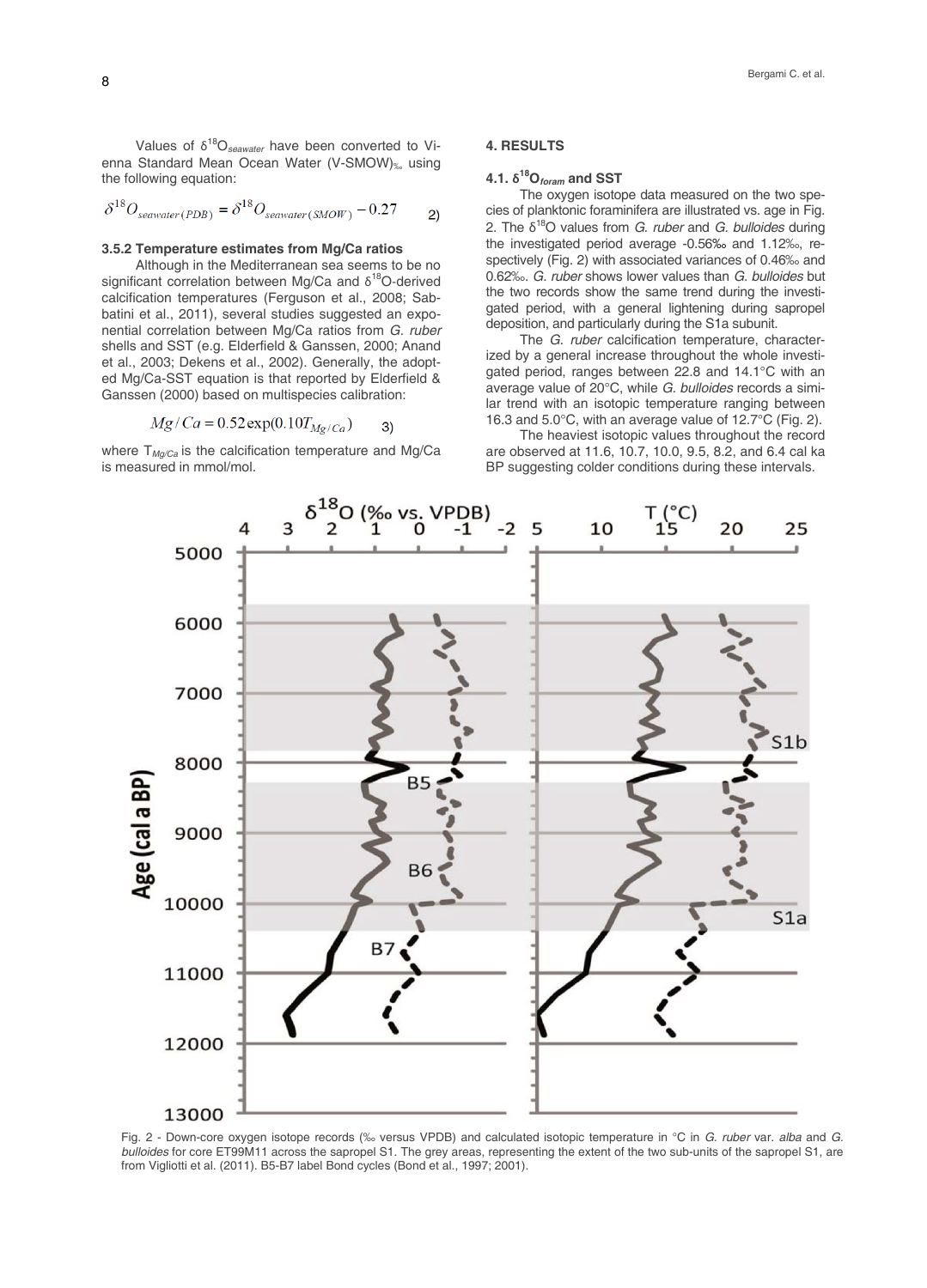Values of $\delta^{18}O_{seawater}$ have been converted to Vienna Standard Mean Ocean Water (V-SMOW)‰ using the following equation:

$$\delta^{18}O_{seawater(PDB)} = \delta^{18}O_{seawater(SMOW)} - 0.27 \qquad 2)$$

### 3.5.2 Temperature estimates from Mg/Ca ratios

Although in the Mediterranean sea seems to be no significant correlation between Mg/Ca and $\delta^{18}$O-derived calcification temperatures (Ferguson et al., 2008; Sabbatini et al., 2011), several studies suggested an exponential correlation between Mg/Ca ratios from *G. ruber* shells and SST (e.g. Elderfield & Ganssen, 2000; Anand et al., 2003; Dekens et al., 2002). Generally, the adopted Mg/Ca-SST equation is that reported by Elderfield & Ganssen (2000) based on multispecies calibration:

$$Mg/Ca = 0.52\exp(0.10T_{Mg/Ca}) \qquad 3)$$

where $T_{Mg/Ca}$ is the calcification temperature and Mg/Ca is measured in mmol/mol.

## 4. RESULTS

### 4.1. $\delta^{18}O_{foram}$ and SST

The oxygen isotope data measured on the two species of planktonic foraminifera are illustrated vs. age in Fig. 2. The $\delta^{18}$O values from *G. ruber* and *G. bulloides* during the investigated period average -0.56‰ and 1.12‰, respectively (Fig. 2) with associated variances of 0.46‰ and 0.62‰. *G. ruber* shows lower values than *G. bulloides* but the two records show the same trend during the investigated period, with a general lightening during sapropel deposition, and particularly during the S1a subunit.

The *G. ruber* calcification temperature, characterized by a general increase throughout the whole investigated period, ranges between 22.8 and 14.1°C with an average value of 20°C, while *G. bulloides* records a similar trend with an isotopic temperature ranging between 16.3 and 5.0°C, with an average value of 12.7°C (Fig. 2).

The heaviest isotopic values throughout the record are observed at 11.6, 10.7, 10.0, 9.5, 8.2, and 6.4 cal ka BP suggesting colder conditions during these intervals.

Fig. 2 - Down-core oxygen isotope records (‰ versus VPDB) and calculated isotopic temperature in °C in *G. ruber* var. *alba* and *G. bulloides* for core ET99M11 across the sapropel S1. The grey areas, representing the extent of the two sub-units of the sapropel S1, are from Vigliotti et al. (2011). B5-B7 label Bond cycles (Bond et al., 1997; 2001).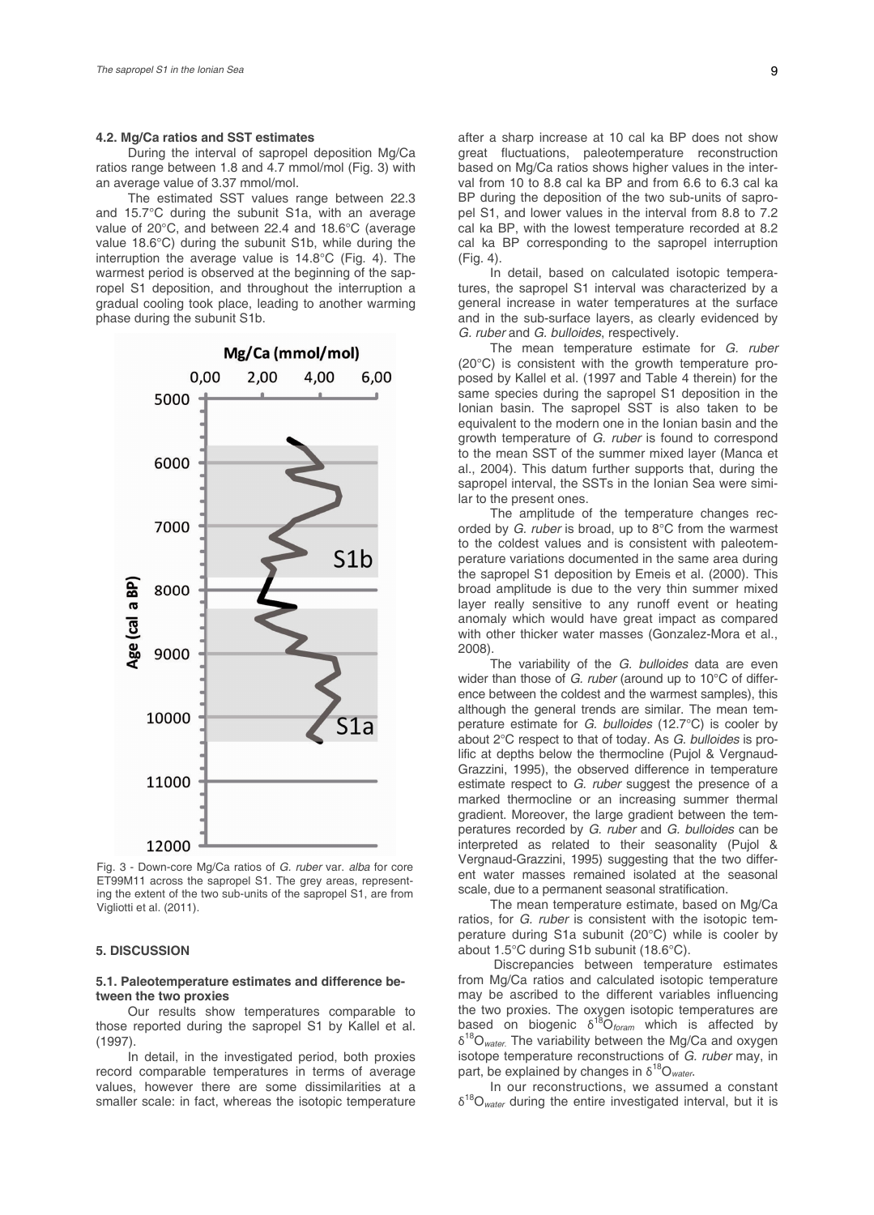### 4.2. Mg/Ca ratios and SST estimates

During the interval of sapropel deposition Mg/Ca ratios range between 1.8 and 4.7 mmol/mol (Fig. 3) with an average value of 3.37 mmol/mol.

The estimated SST values range between 22.3 and 15.7°C during the subunit S1a, with an average value of 20°C, and between 22.4 and 18.6°C (average value 18.6°C) during the subunit S1b, while during the interruption the average value is 14.8°C (Fig. 4). The warmest period is observed at the beginning of the sapropel S1 deposition, and throughout the interruption a gradual cooling took place, leading to another warming phase during the subunit S1b.

Fig. 3 - Down-core Mg/Ca ratios of *G. ruber* var. *alba* for core ET99M11 across the sapropel S1. The grey areas, representing the extent of the two sub-units of the sapropel S1, are from Vigliotti et al. (2011).

## 5. DISCUSSION

### 5.1. Paleotemperature estimates and difference between the two proxies

Our results show temperatures comparable to those reported during the sapropel S1 by Kallel et al. (1997).

In detail, in the investigated period, both proxies record comparable temperatures in terms of average values, however there are some dissimilarities at a smaller scale: in fact, whereas the isotopic temperature after a sharp increase at 10 cal ka BP does not show great fluctuations, paleotemperature reconstruction based on Mg/Ca ratios shows higher values in the interval from 10 to 8.8 cal ka BP and from 6.6 to 6.3 cal ka BP during the deposition of the two sub-units of sapropel S1, and lower values in the interval from 8.8 to 7.2 cal ka BP, with the lowest temperature recorded at 8.2 cal ka BP corresponding to the sapropel interruption (Fig. 4).

In detail, based on calculated isotopic temperatures, the sapropel S1 interval was characterized by a general increase in water temperatures at the surface and in the sub-surface layers, as clearly evidenced by *G. ruber* and *G. bulloides*, respectively.

The mean temperature estimate for *G. ruber* (20°C) is consistent with the growth temperature proposed by Kallel et al. (1997 and Table 4 therein) for the same species during the sapropel S1 deposition in the Ionian basin. The sapropel SST is also taken to be equivalent to the modern one in the Ionian basin and the growth temperature of *G. ruber* is found to correspond to the mean SST of the summer mixed layer (Manca et al., 2004). This datum further supports that, during the sapropel interval, the SSTs in the Ionian Sea were similar to the present ones.

The amplitude of the temperature changes recorded by *G. ruber* is broad, up to 8°C from the warmest to the coldest values and is consistent with paleotemperature variations documented in the same area during the sapropel S1 deposition by Emeis et al. (2000). This broad amplitude is due to the very thin summer mixed layer really sensitive to any runoff event or heating anomaly which would have great impact as compared with other thicker water masses (Gonzalez-Mora et al., 2008).

The variability of the *G. bulloides* data are even wider than those of *G. ruber* (around up to 10°C of difference between the coldest and the warmest samples), this although the general trends are similar. The mean temperature estimate for *G. bulloides* (12.7°C) is cooler by about 2°C respect to that of today. As *G. bulloides* is prolific at depths below the thermocline (Pujol & Vergnaud-Grazzini, 1995), the observed difference in temperature estimate respect to *G. ruber* suggest the presence of a marked thermocline or an increasing summer thermal gradient. Moreover, the large gradient between the temperatures recorded by *G. ruber* and *G. bulloides* can be interpreted as related to their seasonality (Pujol & Vergnaud-Grazzini, 1995) suggesting that the two different water masses remained isolated at the seasonal scale, due to a permanent seasonal stratification.

The mean temperature estimate, based on Mg/Ca ratios, for *G. ruber* is consistent with the isotopic temperature during S1a subunit (20°C) while is cooler by about 1.5°C during S1b subunit (18.6°C).

Discrepancies between temperature estimates from Mg/Ca ratios and calculated isotopic temperature may be ascribed to the different variables influencing the two proxies. The oxygen isotopic temperatures are based on biogenic $\delta^{18}O_{foram}$ which is affected by $\delta^{18}O_{water}$. The variability between the Mg/Ca and oxygen isotope temperature reconstructions of *G. ruber* may, in part, be explained by changes in $\delta^{18}O_{water}$.

In our reconstructions, we assumed a constant $\delta^{18}O_{water}$ during the entire investigated interval, but it is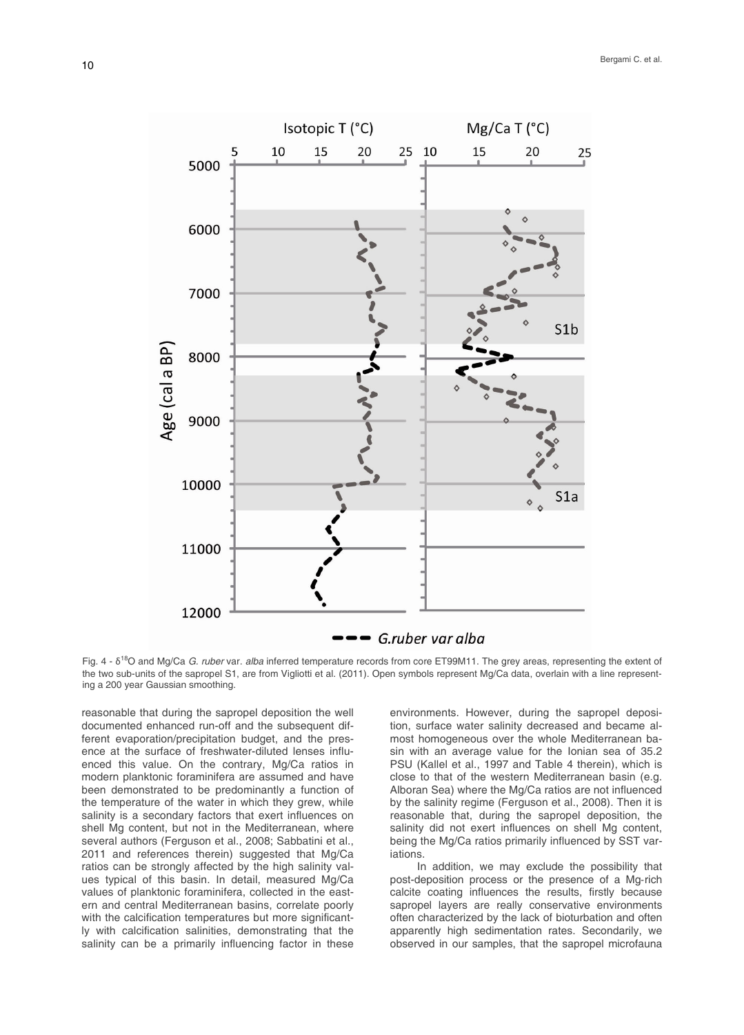Fig. 4 - $\delta^{18}O$ and Mg/Ca *G. ruber* var. *alba* inferred temperature records from core ET99M11. The grey areas, representing the extent of the two sub-units of the sapropel S1, are from Vigliotti et al. (2011). Open symbols represent Mg/Ca data, overlain with a line representing a 200 year Gaussian smoothing.

reasonable that during the sapropel deposition the well documented enhanced run-off and the subsequent different evaporation/precipitation budget, and the presence at the surface of freshwater-diluted lenses influenced this value. On the contrary, Mg/Ca ratios in modern planktonic foraminifera are assumed and have been demonstrated to be predominantly a function of the temperature of the water in which they grew, while salinity is a secondary factors that exert influences on shell Mg content, but not in the Mediterranean, where several authors (Ferguson et al., 2008; Sabbatini et al., 2011 and references therein) suggested that Mg/Ca ratios can be strongly affected by the high salinity values typical of this basin. In detail, measured Mg/Ca values of planktonic foraminifera, collected in the eastern and central Mediterranean basins, correlate poorly with the calcification temperatures but more significantly with calcification salinities, demonstrating that the salinity can be a primarily influencing factor in these environments. However, during the sapropel deposition, surface water salinity decreased and became almost homogeneous over the whole Mediterranean basin with an average value for the Ionian sea of 35.2 PSU (Kallel et al., 1997 and Table 4 therein), which is close to that of the western Mediterranean basin (e.g. Alboran Sea) where the Mg/Ca ratios are not influenced by the salinity regime (Ferguson et al., 2008). Then it is reasonable that, during the sapropel deposition, the salinity did not exert influences on shell Mg content, being the Mg/Ca ratios primarily influenced by SST variations.

In addition, we may exclude the possibility that post-deposition process or the presence of a Mg-rich calcite coating influences the results, firstly because sapropel layers are really conservative environments often characterized by the lack of bioturbation and often apparently high sedimentation rates. Secondarily, we observed in our samples, that the sapropel microfauna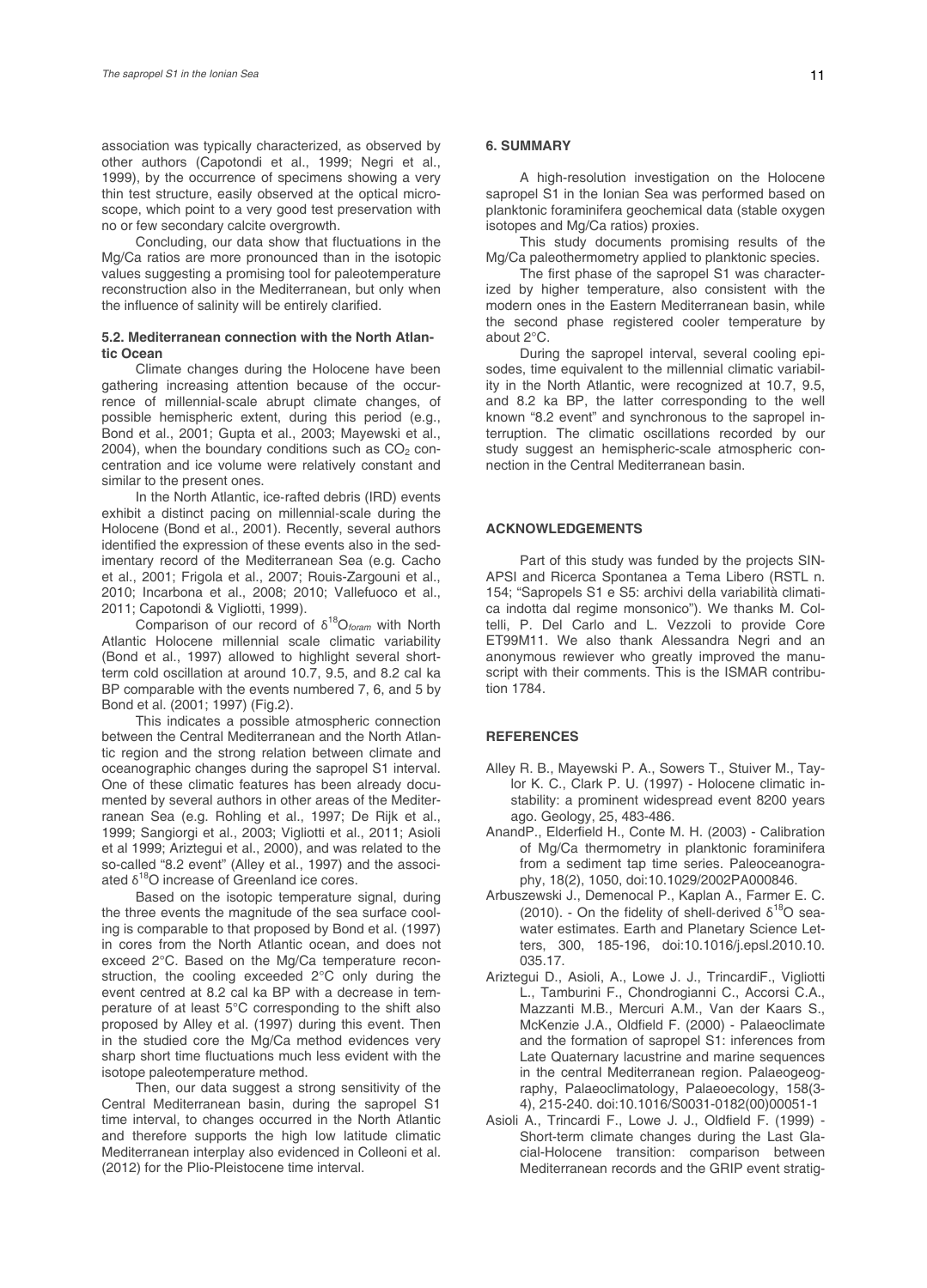association was typically characterized, as observed by other authors (Capotondi et al., 1999; Negri et al., 1999), by the occurrence of specimens showing a very thin test structure, easily observed at the optical microscope, which point to a very good test preservation with no or few secondary calcite overgrowth.

Concluding, our data show that fluctuations in the Mg/Ca ratios are more pronounced than in the isotopic values suggesting a promising tool for paleotemperature reconstruction also in the Mediterranean, but only when the influence of salinity will be entirely clarified.

### 5.2. Mediterranean connection with the North Atlantic Ocean

Climate changes during the Holocene have been gathering increasing attention because of the occurrence of millennial-scale abrupt climate changes, of possible hemispheric extent, during this period (e.g., Bond et al., 2001; Gupta et al., 2003; Mayewski et al., 2004), when the boundary conditions such as $CO_2$ concentration and ice volume were relatively constant and similar to the present ones.

In the North Atlantic, ice-rafted debris (IRD) events exhibit a distinct pacing on millennial-scale during the Holocene (Bond et al., 2001). Recently, several authors identified the expression of these events also in the sedimentary record of the Mediterranean Sea (e.g. Cacho et al., 2001; Frigola et al., 2007; Rouis-Zargouni et al., 2010; Incarbona et al., 2008; 2010; Vallefuoco et al., 2011; Capotondi & Vigliotti, 2011).

Comparison of our record of $\delta^{18}O_{foram}$ with North Atlantic Holocene millennial scale climatic variability (Bond et al., 1997) allowed to highlight several short-term cold oscillation at around 10.7, 9.5, and 8.2 cal ka BP comparable with the events numbered 7, 6, and 5 by Bond et al. (2001; 1997) (Fig.2).

This indicates a possible atmospheric connection between the Central Mediterranean and the North Atlantic region and the strong relation between climate and oceanographic changes during the sapropel S1 interval. One of these climatic features has been already documented by several authors in other areas of the Mediterranean Sea (e.g. Rohling et al., 1997; De Rijk et al., 1999; Sangiorgi et al., 2003; Vigliotti et al., 2011; Asioli et al 1999; Ariztegui et al., 2000), and was related to the so-called "8.2 event" (Alley et al., 1997) and the associated $\delta^{18}O$ increase of Greenland ice cores.

Based on the isotopic temperature signal, during the three events the magnitude of the sea surface cooling is comparable to that proposed by Bond et al. (1997) in cores from the North Atlantic ocean, and does not exceed 2°C. Based on the Mg/Ca temperature reconstruction, the cooling exceeded 2°C only during the event centred at 8.2 cal ka BP with a decrease in temperature of at least 5°C corresponding to the shift also proposed by Alley et al. (1997) during this event. Then in the studied core the Mg/Ca method evidences very sharp short time fluctuations much less evident with the isotope paleotemperature method.

Then, our data suggest a strong sensitivity of the Central Mediterranean basin, during the sapropel S1 time interval, to changes occurred in the North Atlantic and therefore supports the high low latitude climatic Mediterranean interplay also evidenced in Colleoni et al. (2012) for the Plio-Pleistocene time interval.

## 6. SUMMARY

A high-resolution investigation on the Holocene sapropel S1 in the Ionian Sea was performed based on planktonic foraminifera geochemical data (stable oxygen isotopes and Mg/Ca ratios) proxies.

This study documents promising results of the Mg/Ca paleothermometry applied to planktonic species.

The first phase of the sapropel S1 was characterized by higher temperature, also consistent with the modern ones in the Eastern Mediterranean basin, while the second phase registered cooler temperature by about 2°C.

During the sapropel interval, several cooling episodes, time equivalent to the millennial climatic variability in the North Atlantic, were recognized at 10.7, 9.5, and 8.2 ka BP, the latter corresponding to the well known "8.2 event" and synchronous to the sapropel interruption. The climatic oscillations recorded by our study suggest an hemispheric-scale atmospheric connection in the Central Mediterranean basin.

## ACKNOWLEDGEMENTS

Part of this study was funded by the projects SINAPSI and Ricerca Spontanea a Tema Libero (RSTL n. 154; "Sapropels S1 e S5: archivi della variabilità climatica indotta dal regime monsonico"). We thanks M. Coltelli, P. Del Carlo and L. Vezzoli to provide Core ET99M11. We also thank Alessandra Negri and an anonymous rewiewer who greatly improved the manuscript with their comments. This is the ISMAR contribution 1784.

## REFERENCES

- Alley R. B., Mayewski P. A., Sowers T., Stuiver M., Taylor K. C., Clark P. U. (1997) - Holocene climatic instability: a prominent widespread event 8200 years ago. Geology, 25, 483-486.
- AnandP., Elderfield H., Conte M. H. (2003) - Calibration of Mg/Ca thermometry in planktonic foraminifera from a sediment tap time series. Paleoceanography, 18(2), 1050, doi:10.1029/2002PA000846.
- Arbuszewski J., Demenocal P., Kaplan A., Farmer E. C. (2010). - On the fidelity of shell-derived $\delta^{18}O$ seawater estimates. Earth and Planetary Science Letters, 300, 185-196, doi:10.1016/j.epsl.2010.10.035.17.
- Ariztegui D., Asioli, A., Lowe J. J., TrincardiF., Vigliotti L., Tamburini F., Chondrogianni C., Accorsi C.A., Mazzanti M.B., Mercuri A.M., Van der Kaars S., McKenzie J.A., Oldfield F. (2000) - Palaeoclimate and the formation of sapropel S1: inferences from Late Quaternary lacustrine and marine sequences in the central Mediterranean region. Palaeogeography, Palaeoclimatology, Palaeoecology, 158(3-4), 215-240. doi:10.1016/S0031-0182(00)00051-1
- Asioli A., Trincardi F., Lowe J. J., Oldfield F. (1999) - Short-term climate changes during the Last Glacial-Holocene transition: comparison between Mediterranean records and the GRIP event stratig-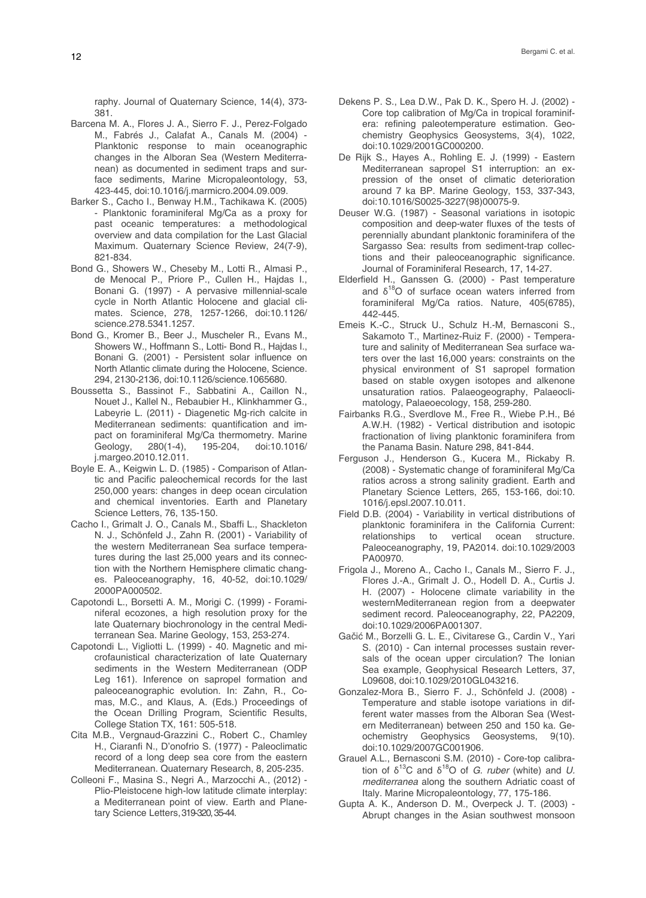raphy. Journal of Quaternary Science, 14(4), 373-381.

Barcena M. A., Flores J. A., Sierro F. J., Perez-Folgado M., Fabrés J., Calafat A., Canals M. (2004) - Planktonic response to main oceanographic changes in the Alboran Sea (Western Mediterranean) as documented in sediment traps and surface sediments, Marine Micropaleontology, 53, 423-445, doi:10.1016/j.marmicro.2004.09.009.

Barker S., Cacho I., Benway H.M., Tachikawa K. (2005) - Planktonic foraminiferal Mg/Ca as a proxy for past oceanic temperatures: a methodological overview and data compilation for the Last Glacial Maximum. Quaternary Science Review, 24(7-9), 821-834.

Bond G., Showers W., Cheseby M., Lotti R., Almasi P., de Menocal P., Priore P., Cullen H., Hajdas I., Bonani G. (1997) - A pervasive millennial-scale cycle in North Atlantic Holocene and glacial climates. Science, 278, 1257-1266, doi:10.1126/science.278.5341.1257.

Bond G., Kromer B., Beer J., Muscheler R., Evans M., Showers W., Hoffmann S., Lotti- Bond R., Hajdas I., Bonani G. (2001) - Persistent solar influence on North Atlantic climate during the Holocene, Science. 294, 2130-2136, doi:10.1126/science.1065680.

Boussetta S., Bassinot F., Sabbatini A., Caillon N., Nouet J., Kallel N., Rebaubier H., Klinkhammer G., Labeyrie L. (2011) - Diagenetic Mg-rich calcite in Mediterranean sediments: quantification and impact on foraminiferal Mg/Ca thermometry. Marine Geology, 280(1-4), 195-204, doi:10.1016/j.margeo.2010.12.011.

Boyle E. A., Keigwin L. D. (1985) - Comparison of Atlantic and Pacific paleochemical records for the last 250,000 years: changes in deep ocean circulation and chemical inventories. Earth and Planetary Science Letters, 76, 135-150.

Cacho I., Grimalt J. O., Canals M., Sbaffi L., Shackleton N. J., Schönfeld J., Zahn R. (2001) - Variability of the western Mediterranean Sea surface temperatures during the last 25,000 years and its connection with the Northern Hemisphere climatic changes. Paleoceanography, 16, 40-52, doi:10.1029/2000PA000502.

Capotondi L., Borsetti A. M., Morigi C. (1999) - Foraminiferal ecozones, a high resolution proxy for the late Quaternary biochronology in the central Mediterranean Sea. Marine Geology, 153, 253-274.

Capotondi L., Vigliotti L. (1999) - 40. Magnetic and microfaunistical characterization of late Quaternary sediments in the Western Mediterranean (ODP Leg 161). Inference on sapropel formation and paleoceanographic evolution. In: Zahn, R., Comas, M.C., and Klaus, A. (Eds.) Proceedings of the Ocean Drilling Program, Scientific Results, College Station TX, 161: 505-518.

Cita M.B., Vergnaud-Grazzini C., Robert C., Chamley H., Ciaranfi N., D'onofrio S. (1977) - Paleoclimatic record of a long deep sea core from the eastern Mediterranean. Quaternary Research, 8, 205-235.

Colleoni F., Masina S., Negri A., Marzocchi A., (2012) - Plio-Pleistocene high-low latitude climate interplay: a Mediterranean point of view. Earth and Planetary Science Letters, 319-320, 35-44.

Dekens P. S., Lea D.W., Pak D. K., Spero H. J. (2002) - Core top calibration of Mg/Ca in tropical foraminifera: refining paleotemperature estimation. Geochemistry Geophysics Geosystems, 3(4), 1022, doi:10.1029/2001GC000200.

De Rijk S., Hayes A., Rohling E. J. (1999) - Eastern Mediterranean sapropel S1 interruption: an expression of the onset of climatic deterioration around 7 ka BP. Marine Geology, 153, 337-343, doi:10.1016/S0025-3227(98)00075-9.

Deuser W.G. (1987) - Seasonal variations in isotopic composition and deep-water fluxes of the tests of perennially abundant planktonic foraminifera of the Sargasso Sea: results from sediment-trap collections and their paleoceanographic significance. Journal of Foraminiferal Research, 17, 14-27.

Elderfield H., Ganssen G. (2000) - Past temperature and $\delta^{18}O$ of surface ocean waters inferred from foraminiferal Mg/Ca ratios. Nature, 405(6785), 442-445.

Emeis K.-C., Struck U., Schulz H.-M, Bernasconi S., Sakamoto T., Martinez-Ruiz F. (2000) - Temperature and salinity of Mediterranean Sea surface waters over the last 16,000 years: constraints on the physical environment of S1 sapropel formation based on stable oxygen isotopes and alkenone unsaturation ratios. Palaeogeography, Palaeoclimatology, Palaeoecology, 158, 259-280.

Fairbanks R.G., Sverdlove M., Free R., Wiebe P.H., Bé A.W.H. (1982) - Vertical distribution and isotopic fractionation of living planktonic foraminifera from the Panama Basin. Nature 298, 841-844.

Ferguson J., Henderson G., Kucera M., Rickaby R. (2008) - Systematic change of foraminiferal Mg/Ca ratios across a strong salinity gradient. Earth and Planetary Science Letters, 265, 153-166, doi:10.1016/j.epsl.2007.10.011.

Field D.B. (2004) - Variability in vertical distributions of planktonic foraminifera in the California Current: relationships to vertical ocean structure. Paleoceanography, 19, PA2014. doi:10.1029/2003PA00970.

Frigola J., Moreno A., Cacho I., Canals M., Sierro F. J., Flores J.-A., Grimalt J. O., Hodell D. A., Curtis J. H. (2007) - Holocene climate variability in the westernMediterranean region from a deepwater sediment record. Paleoceanography, 22, PA2209, doi:10.1029/2006PA001307.

Gačić M., Borzelli G. L. E., Civitarese G., Cardin V., Yari S. (2010) - Can internal processes sustain reversals of the ocean upper circulation? The Ionian Sea example, Geophysical Research Letters, 37, L09608, doi:10.1029/2010GL043216.

Gonzalez-Mora B., Sierro F. J., Schönfeld J. (2008) - Temperature and stable isotope variations in different water masses from the Alboran Sea (Western Mediterranean) between 250 and 150 ka. Geochemistry Geophysics Geosystems, 9(10). doi:10.1029/2007GC001906.

Grauel A.L., Bernasconi S.M. (2010) - Core-top calibration of $\delta^{13}C$ and $\delta^{18}O$ of *G. ruber* (white) and *U. mediterranea* along the southern Adriatic coast of Italy. Marine Micropaleontology, 77, 175-186.

Gupta A. K., Anderson D. M., Overpeck J. T. (2003) - Abrupt changes in the Asian southwest monsoon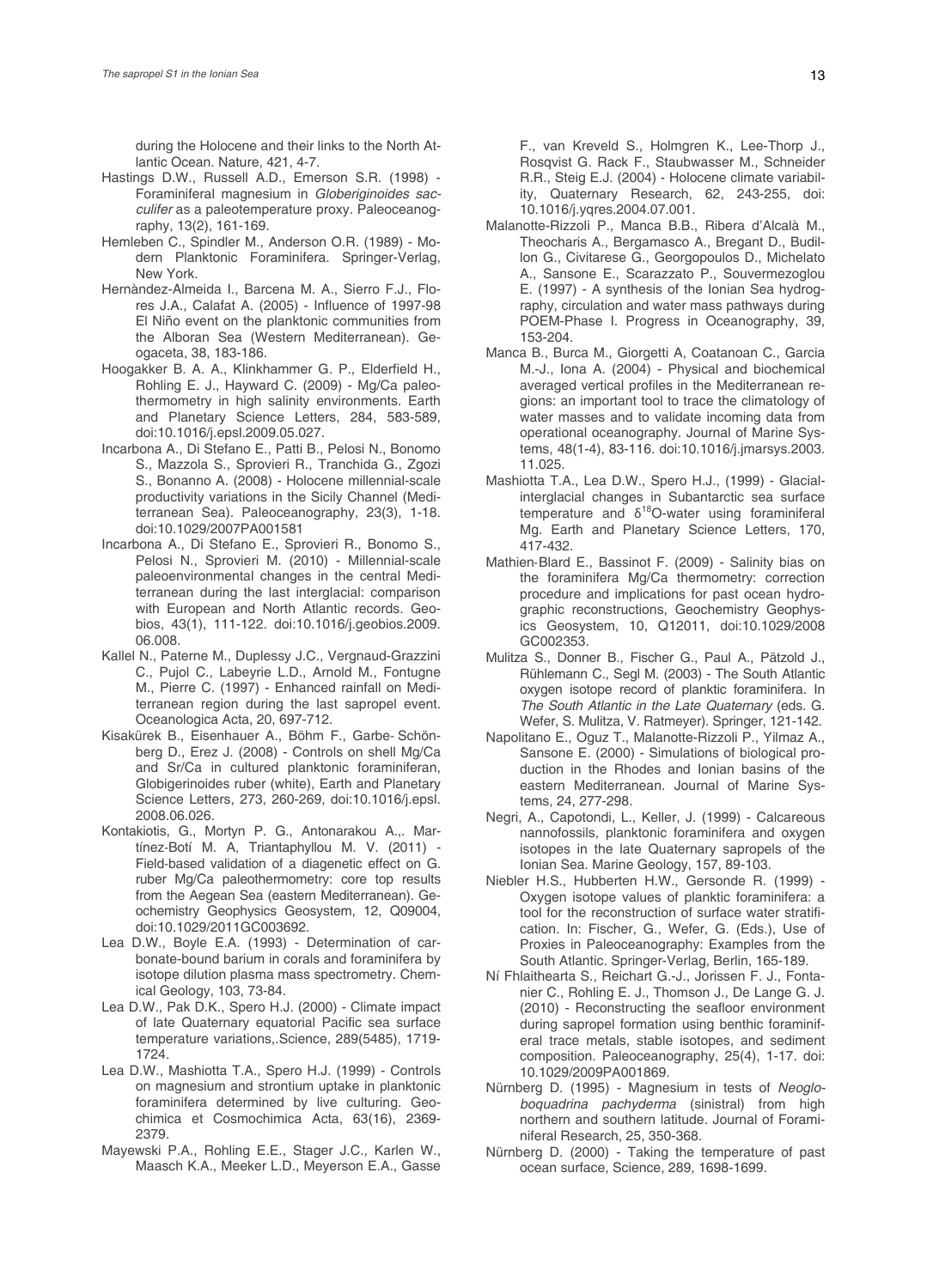during the Holocene and their links to the North Atlantic Ocean. Nature, 421, 4-7.

Hastings D.W., Russell A.D., Emerson S.R. (1998) - Foraminiferal magnesium in *Globeriginoides sacculifer* as a paleotemperature proxy. Paleoceanography, 13(2), 161-169.

Hemleben C., Spindler M., Anderson O.R. (1989) - Modern Planktonic Foraminifera. Springer-Verlag, New York.

Hernàndez-Almeida I., Barcena M. A., Sierro F.J., Flores J.A., Calafat A. (2005) - Influence of 1997-98 El Niño event on the planktonic communities from the Alboran Sea (Western Mediterranean). Geogaceta, 38, 183-186.

Hoogakker B. A. A., Klinkhammer G. P., Elderfield H., Rohling E. J., Hayward C. (2009) - Mg/Ca paleothermometry in high salinity environments. Earth and Planetary Science Letters, 284, 583-589, doi:10.1016/j.epsl.2009.05.027.

Incarbona A., Di Stefano E., Patti B., Pelosi N., Bonomo S., Mazzola S., Sprovieri R., Tranchida G., Zgozi S., Bonanno A. (2008) - Holocene millennial-scale productivity variations in the Sicily Channel (Mediterranean Sea). Paleoceanography, 23(3), 1-18. doi:10.1029/2007PA001581

Incarbona A., Di Stefano E., Sprovieri R., Bonomo S., Pelosi N., Sprovieri M. (2010) - Millennial-scale paleoenvironmental changes in the central Mediterranean during the last interglacial: comparison with European and North Atlantic records. Geobios, 43(1), 111-122. doi:10.1016/j.geobios.2009.06.008.

Kallel N., Paterne M., Duplessy J.C., Vergnaud-Grazzini C., Pujol C., Labeyrie L.D., Arnold M., Fontugne M., Pierre C. (1997) - Enhanced rainfall on Mediterranean region during the last sapropel event. Oceanologica Acta, 20, 697-712.

Kisakürek B., Eisenhauer A., Böhm F., Garbe- Schönberg D., Erez J. (2008) - Controls on shell Mg/Ca and Sr/Ca in cultured planktonic foraminiferan, Globigerinoides ruber (white), Earth and Planetary Science Letters, 273, 260-269, doi:10.1016/j.epsl.2008.06.026.

Kontakiotis, G., Mortyn P. G., Antonarakou A.,. Martínez-Botí M. A, Triantaphyllou M. V. (2011) - Field-based validation of a diagenetic effect on G. ruber Mg/Ca paleothermometry: core top results from the Aegean Sea (eastern Mediterranean). Geochemistry Geophysics Geosystem, 12, Q09004, doi:10.1029/2011GC003692.

Lea D.W., Boyle E.A. (1993) - Determination of carbonate-bound barium in corals and foraminifera by isotope dilution plasma mass spectrometry. Chemical Geology, 103, 73-84.

Lea D.W., Pak D.K., Spero H.J. (2000) - Climate impact of late Quaternary equatorial Pacific sea surface temperature variations,.Science, 289(5485), 1719-1724.

Lea D.W., Mashiotta T.A., Spero H.J. (1999) - Controls on magnesium and strontium uptake in planktonic foraminifera determined by live culturing. Geochimica et Cosmochimica Acta, 63(16), 2369-2379.

Mayewski P.A., Rohling E.E., Stager J.C., Karlen W., Maasch K.A., Meeker L.D., Meyerson E.A., Gasse F., van Kreveld S., Holmgren K., Lee-Thorp J., Rosqvist G. Rack F., Staubwasser M., Schneider R.R., Steig E.J. (2004) - Holocene climate variability, Quaternary Research, 62, 243-255, doi: 10.1016/j.yqres.2004.07.001.

Malanotte-Rizzoli P., Manca B.B., Ribera d'Alcalà M., Theocharis A., Bergamasco A., Bregant D., Budillon G., Civitarese G., Georgopoulos D., Michelato A., Sansone E., Scarazzato P., Souvermezoglou E. (1997) - A synthesis of the Ionian Sea hydrography, circulation and water mass pathways during POEM-Phase I. Progress in Oceanography, 39, 153-204.

Manca B., Burca M., Giorgetti A, Coatanoan C., Garcia M.-J., Iona A. (2004) - Physical and biochemical averaged vertical profiles in the Mediterranean regions: an important tool to trace the climatology of water masses and to validate incoming data from operational oceanography. Journal of Marine Systems, 48(1-4), 83-116. doi:10.1016/j.jmarsys.2003.11.025.

Mashiotta T.A., Lea D.W., Spero H.J., (1999) - Glacial-interglacial changes in Subantarctic sea surface temperature and $\delta^{18}$O-water using foraminiferal Mg. Earth and Planetary Science Letters, 170, 417-432.

Mathien-Blard E., Bassinot F. (2009) - Salinity bias on the foraminifera Mg/Ca thermometry: correction procedure and implications for past ocean hydrographic reconstructions, Geochemistry Geophysics Geosystem, 10, Q12011, doi:10.1029/2008GC002353.

Mulitza S., Donner B., Fischer G., Paul A., Pätzold J., Rühlemann C., Segl M. (2003) - The South Atlantic oxygen isotope record of planktic foraminifera. In *The South Atlantic in the Late Quaternary* (eds. G. Wefer, S. Mulitza, V. Ratmeyer). Springer, 121-142.

Napolitano E., Oguz T., Malanotte-Rizzoli P., Yilmaz A., Sansone E. (2000) - Simulations of biological production in the Rhodes and Ionian basins of the eastern Mediterranean. Journal of Marine Systems, 24, 277-298.

Negri, A., Capotondi, L., Keller, J. (1999) - Calcareous nannofossils, planktonic foraminifera and oxygen isotopes in the late Quaternary sapropels of the Ionian Sea. Marine Geology, 157, 89-103.

Niebler H.S., Hubberten H.W., Gersonde R. (1999) - Oxygen isotope values of planktic foraminifera: a tool for the reconstruction of surface water stratification. In: Fischer, G., Wefer, G. (Eds.), Use of Proxies in Paleoceanography: Examples from the South Atlantic. Springer-Verlag, Berlin, 165-189.

Ní Fhlaithearta S., Reichart G.-J., Jorissen F. J., Fontanier C., Rohling E. J., Thomson J., De Lange G. J. (2010) - Reconstructing the seafloor environment during sapropel formation using benthic foraminiferal trace metals, stable isotopes, and sediment composition. Paleoceanography, 25(4), 1-17. doi: 10.1029/2009PA001869.

Nürnberg D. (1995) - Magnesium in tests of *Neogloboquadrina pachyderma* (sinistral) from high northern and southern latitude. Journal of Foraminiferal Research, 25, 350-368.

Nürnberg D. (2000) - Taking the temperature of past ocean surface, Science, 289, 1698-1699.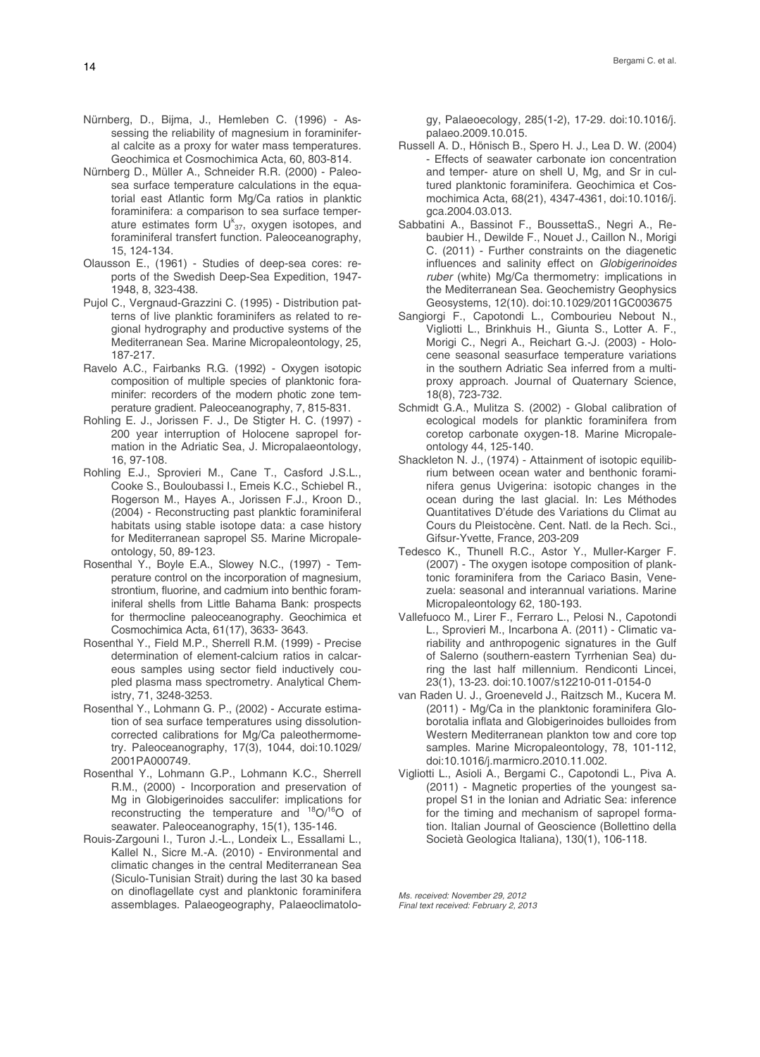Nürnberg, D., Bijma, J., Hemleben C. (1996) - Assessing the reliability of magnesium in foraminiferal calcite as a proxy for water mass temperatures. Geochimica et Cosmochimica Acta, 60, 803-814.

Nürnberg D., Müller A., Schneider R.R. (2000) - Paleo-sea surface temperature calculations in the equatorial east Atlantic form Mg/Ca ratios in planktic foraminifera: a comparison to sea surface temperature estimates form $U^{k}_{37}$, oxygen isotopes, and foraminiferal transfert function. Paleoceanography, 15, 124-134.

Olausson E., (1961) - Studies of deep-sea cores: reports of the Swedish Deep-Sea Expedition, 1947-1948, 8, 323-438.

Pujol C., Vergnaud-Grazzini C. (1995) - Distribution patterns of live planktic foraminifers as related to regional hydrography and productive systems of the Mediterranean Sea. Marine Micropaleontology, 25, 187-217.

Ravelo A.C., Fairbanks R.G. (1992) - Oxygen isotopic composition of multiple species of planktonic foraminifer: recorders of the modern photic zone temperature gradient. Paleoceanography, 7, 815-831.

Rohling E. J., Jorissen F. J., De Stigter H. C. (1997) - 200 year interruption of Holocene sapropel formation in the Adriatic Sea, J. Micropalaeontology, 16, 97-108.

Rohling E.J., Sprovieri M., Cane T., Casford J.S.L., Cooke S., Bouloubassi I., Emeis K.C., Schiebel R., Rogerson M., Hayes A., Jorissen F.J., Kroon D., (2004) - Reconstructing past planktic foraminiferal habitats using stable isotope data: a case history for Mediterranean sapropel S5. Marine Micropaleontology, 50, 89-123.

Rosenthal Y., Boyle E.A., Slowey N.C., (1997) - Temperature control on the incorporation of magnesium, strontium, fluorine, and cadmium into benthic foraminiferal shells from Little Bahama Bank: prospects for thermocline paleoceanography. Geochimica et Cosmochimica Acta, 61(17), 3633- 3643.

Rosenthal Y., Field M.P., Sherrell R.M. (1999) - Precise determination of element-calcium ratios in calcareous samples using sector field inductively coupled plasma mass spectrometry. Analytical Chemistry, 71, 3248-3253.

Rosenthal Y., Lohmann G. P., (2002) - Accurate estimation of sea surface temperatures using dissolution-corrected calibrations for Mg/Ca paleothermometry. Paleoceanography, 17(3), 1044, doi:10.1029/2001PA000749.

Rosenthal Y., Lohmann G.P., Lohmann K.C., Sherrell R.M., (2000) - Incorporation and preservation of Mg in Globigerinoides sacculifer: implications for reconstructing the temperature and $^{18}O/^{16}O$ of seawater. Paleoceanography, 15(1), 135-146.

Rouis-Zargouni I., Turon J.-L., Londeix L., Essallami L., Kallel N., Sicre M.-A. (2010) - Environmental and climatic changes in the central Mediterranean Sea (Siculo-Tunisian Strait) during the last 30 ka based on dinoflagellate cyst and planktonic foraminifera assemblages. Palaeogeography, Palaeoclimatology, Palaeoecology, 285(1-2), 17-29. doi:10.1016/j.palaeo.2009.10.015.

Russell A. D., Hönisch B., Spero H. J., Lea D. W. (2004) - Effects of seawater carbonate ion concentration and temper- ature on shell U, Mg, and Sr in cultured planktonic foraminifera. Geochimica et Cosmochimica Acta, 68(21), 4347-4361, doi:10.1016/j.gca.2004.03.013.

Sabbatini A., Bassinot F., BoussettaS., Negri A., Rebaubier H., Dewilde F., Nouet J., Caillon N., Morigi C. (2011) - Further constraints on the diagenetic influences and salinity effect on *Globigerinoides ruber* (white) Mg/Ca thermometry: implications in the Mediterranean Sea. Geochemistry Geophysics Geosystems, 12(10). doi:10.1029/2011GC003675

Sangiorgi F., Capotondi L., Combourieu Nebout N., Vigliotti L., Brinkhuis H., Giunta S., Lotter A. F., Morigi C., Negri A., Reichart G.-J. (2003) - Holocene seasonal seasurface temperature variations in the southern Adriatic Sea inferred from a multi-proxy approach. Journal of Quaternary Science, 18(8), 723-732.

Schmidt G.A., Mulitza S. (2002) - Global calibration of ecological models for planktic foraminifera from coretop carbonate oxygen-18. Marine Micropaleontology 44, 125-140.

Shackleton N. J., (1974) - Attainment of isotopic equilibrium between ocean water and benthonic foraminifera genus Uvigerina: isotopic changes in the ocean during the last glacial. In: Les Méthodes Quantitatives D'étude des Variations du Climat au Cours du Pleistocène. Cent. Natl. de la Rech. Sci., Gifsur-Yvette, France, 203-209

Tedesco K., Thunell R.C., Astor Y., Muller-Karger F. (2007) - The oxygen isotope composition of planktonic foraminifera from the Cariaco Basin, Venezuela: seasonal and interannual variations. Marine Micropaleontology 62, 180-193.

Vallefuoco M., Lirer F., Ferraro L., Pelosi N., Capotondi L., Sprovieri M., Incarbona A. (2011) - Climatic variability and anthropogenic signatures in the Gulf of Salerno (southern-eastern Tyrrhenian Sea) during the last half millennium. Rendiconti Lincei, 23(1), 13-23. doi:10.1007/s12210-011-0154-0

van Raden U. J., Groeneveld J., Raitzsch M., Kucera M. (2011) - Mg/Ca in the planktonic foraminifera Globorotalia inflata and Globigerinoides bulloides from Western Mediterranean plankton tow and core top samples. Marine Micropaleontology, 78, 101-112, doi:10.1016/j.marmicro.2010.11.002.

Vigliotti L., Asioli A., Bergami C., Capotondi L., Piva A. (2011) - Magnetic properties of the youngest sapropel S1 in the Ionian and Adriatic Sea: inference for the timing and mechanism of sapropel formation. Italian Journal of Geoscience (Bollettino della Società Geologica Italiana), 130(1), 106-118.

*Ms. received: November 29, 2012*
*Final text received: February 2, 2013*